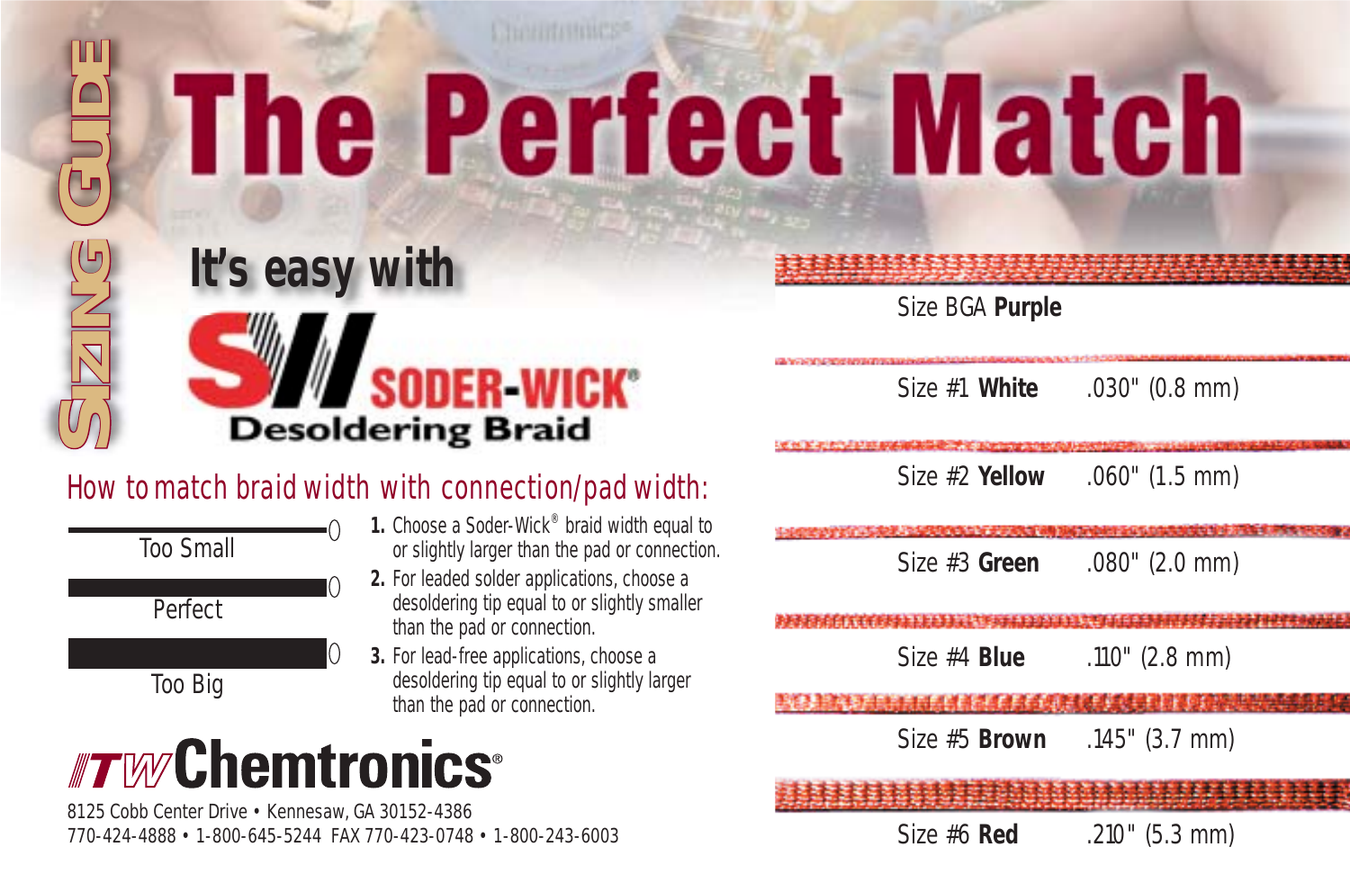SIZING GUIDE

# The Perfect Match

## It's easy with

## SODER-WICK® Desoldering Braid

### How to match braid width with connection/pad width:

Too Small

Perfect

Too Big

1. Choose a Soder-Wick® braid width equal to or slightly larger than the pad or connection.
2. For leaded solder applications, choose a desoldering tip equal to or slightly smaller than the pad or connection.
3. For lead-free applications, choose a desoldering tip equal to or slightly larger than the pad or connection.

| Size | Width |
| --- | --- |
| Size BGA **Purple** | |
| Size #1 **White** | .030" (0.8 mm) |
| Size #2 **Yellow** | .060" (1.5 mm) |
| Size #3 **Green** | .080" (2.0 mm) |
| Size #4 **Blue** | .110" (2.8 mm) |
| Size #5 **Brown** | .145" (3.7 mm) |
| Size #6 **Red** | .210" (5.3 mm) |

**ITW Chemtronics®**

8125 Cobb Center Drive • Kennesaw, GA 30152-4386
770-424-4888 • 1-800-645-5244 FAX 770-423-0748 • 1-800-243-6003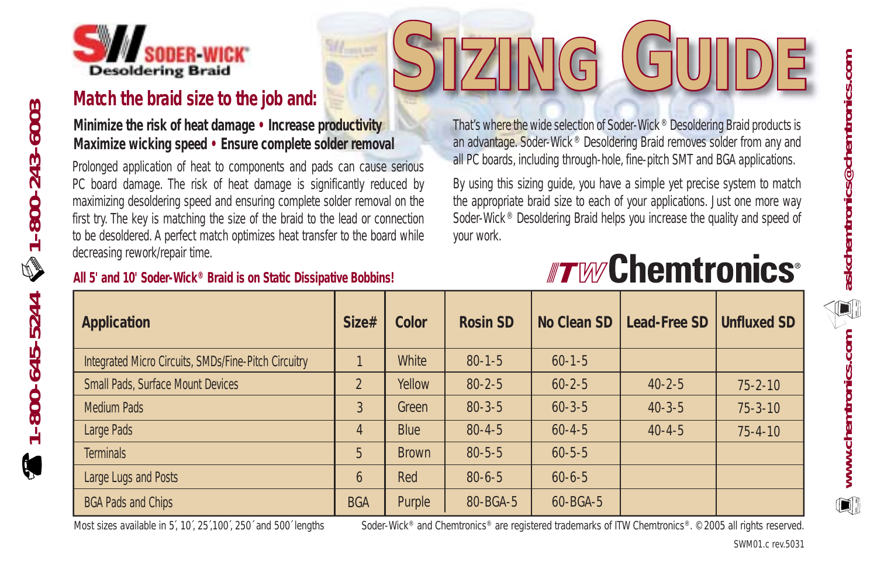SODER-WICK®
Desoldering Braid

# SIZING GUIDE

## Match the braid size to the job and:

**Minimize the risk of heat damage • Increase productivity**
**Maximize wicking speed • Ensure complete solder removal**

Prolonged application of heat to components and pads can cause serious PC board damage. The risk of heat damage is significantly reduced by maximizing desoldering speed and ensuring complete solder removal on the first try. The key is matching the size of the braid to the lead or connection to be desoldered. A perfect match optimizes heat transfer to the board while decreasing rework/repair time.

That's where the wide selection of Soder-Wick® Desoldering Braid products is an advantage. Soder-Wick® Desoldering Braid removes solder from any and all PC boards, including through-hole, fine-pitch SMT and BGA applications.

By using this sizing guide, you have a simple yet precise system to match the appropriate braid size to each of your applications. Just one more way Soder-Wick® Desoldering Braid helps you increase the quality and speed of your work.

**All 5' and 10' Soder-Wick® Braid is on Static Dissipative Bobbins!**

ITW Chemtronics®

| Application | Size# | Color | Rosin SD | No Clean SD | Lead-Free SD | Unfluxed SD |
|---|---|---|---|---|---|---|
| Integrated Micro Circuits, SMDs/Fine-Pitch Circuitry | 1 | White | 80-1-5 | 60-1-5 | | |
| Small Pads, Surface Mount Devices | 2 | Yellow | 80-2-5 | 60-2-5 | 40-2-5 | 75-2-10 |
| Medium Pads | 3 | Green | 80-3-5 | 60-3-5 | 40-3-5 | 75-3-10 |
| Large Pads | 4 | Blue | 80-4-5 | 60-4-5 | 40-4-5 | 75-4-10 |
| Terminals | 5 | Brown | 80-5-5 | 60-5-5 | | |
| Large Lugs and Posts | 6 | Red | 80-6-5 | 60-6-5 | | |
| BGA Pads and Chips | BGA | Purple | 80-BGA-5 | 60-BGA-5 | | |

Most sizes available in 5´, 10´, 25´,100´, 250´ and 500´ lengths

Soder-Wick® and Chemtronics® are registered trademarks of ITW Chemtronics®. ©2005 all rights reserved.

SWM01.c rev.5031

1-800-645-5244 1-800-243-6003

www.chemtronics.com askchemtronics@chemtronics.com